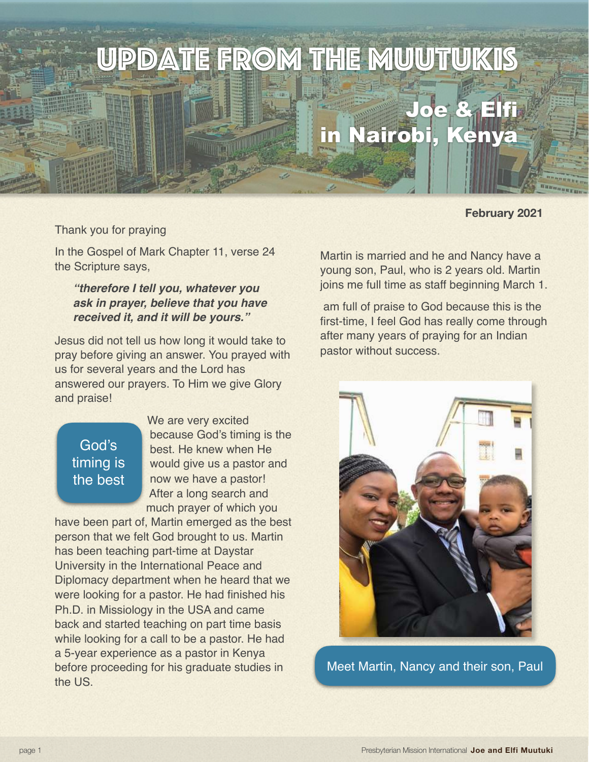# UPDATE FROM THE MUUTUKIS

## Joe & Elfi in Nairobi, Kenya

**February 2021**

Thank you for praying

In the Gospel of Mark Chapter 11, verse 24 the Scripture says,

> ***"therefore I tell you, whatever you ask in prayer, believe that you have received it, and it will be yours."***

Jesus did not tell us how long it would take to pray before giving an answer. You prayed with us for several years and the Lord has answered our prayers. To Him we give Glory and praise!

God's timing is the best

We are very excited because God's timing is the best. He knew when He would give us a pastor and now we have a pastor! After a long search and much prayer of which you have been part of, Martin emerged as the best person that we felt God brought to us. Martin has been teaching part-time at Daystar University in the International Peace and Diplomacy department when he heard that we were looking for a pastor. He had finished his Ph.D. in Missiology in the USA and came back and started teaching on part time basis while looking for a call to be a pastor. He had a 5-year experience as a pastor in Kenya before proceeding for his graduate studies in the US.

Martin is married and he and Nancy have a young son, Paul, who is 2 years old. Martin joins me full time as staff beginning March 1.

am full of praise to God because this is the first-time, I feel God has really come through after many years of praying for an Indian pastor without success.

Meet Martin, Nancy and their son, Paul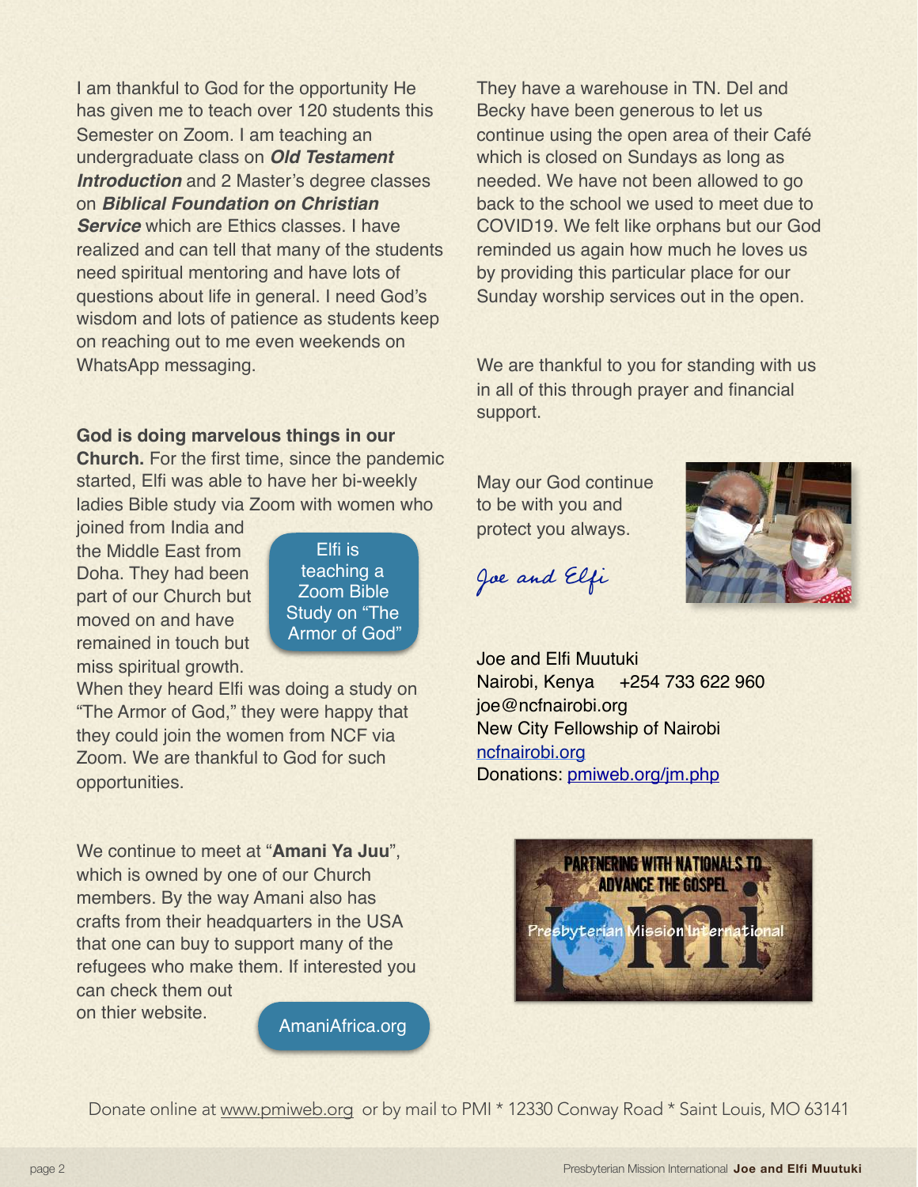I am thankful to God for the opportunity He has given me to teach over 120 students this Semester on Zoom. I am teaching an undergraduate class on ***Old Testament Introduction*** and 2 Master's degree classes on ***Biblical Foundation on Christian Service*** which are Ethics classes. I have realized and can tell that many of the students need spiritual mentoring and have lots of questions about life in general. I need God's wisdom and lots of patience as students keep on reaching out to me even weekends on WhatsApp messaging.

**God is doing marvelous things in our Church.** For the first time, since the pandemic started, Elfi was able to have her bi-weekly ladies Bible study via Zoom with women who joined from India and the Middle East from Doha. They had been part of our Church but moved on and have remained in touch but miss spiritual growth. When they heard Elfi was doing a study on "The Armor of God," they were happy that they could join the women from NCF via Zoom. We are thankful to God for such opportunities.

Elfi is teaching a Zoom Bible Study on "The Armor of God"

We continue to meet at "**Amani Ya Juu**", which is owned by one of our Church members. By the way Amani also has crafts from their headquarters in the USA that one can buy to support many of the refugees who make them. If interested you can check them out on thier website.

AmaniAfrica.org

They have a warehouse in TN. Del and Becky have been generous to let us continue using the open area of their Café which is closed on Sundays as long as needed. We have not been allowed to go back to the school we used to meet due to COVID19. We felt like orphans but our God reminded us again how much he loves us by providing this particular place for our Sunday worship services out in the open.

We are thankful to you for standing with us in all of this through prayer and financial support.

May our God continue to be with you and protect you always.

*Joe and Elfi*

Joe and Elfi Muutuki  
Nairobi, Kenya    +254 733 622 960  
joe@ncfnairobi.org  
New City Fellowship of Nairobi  
ncfnairobi.org  
Donations: pmiweb.org/jm.php

PARTNERING WITH NATIONALS TO ADVANCE THE GOSPEL  
Presbyterian Mission International

Donate online at www.pmiweb.org or by mail to PMI * 12330 Conway Road * Saint Louis, MO 63141